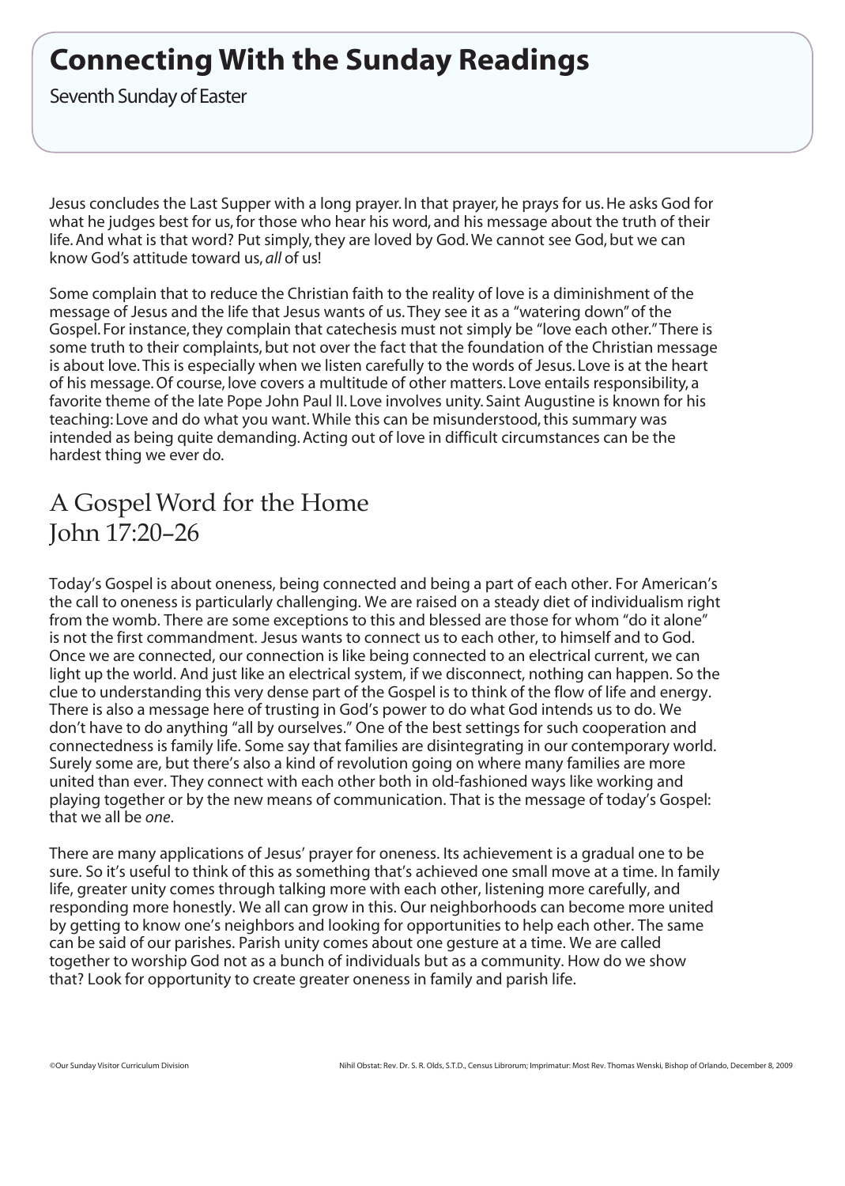# Connecting With the Sunday Readings

Seventh Sunday of Easter

Jesus concludes the Last Supper with a long prayer. In that prayer, he prays for us. He asks God for what he judges best for us, for those who hear his word, and his message about the truth of their life. And what is that word? Put simply, they are loved by God. We cannot see God, but we can know God's attitude toward us, *all* of us!

Some complain that to reduce the Christian faith to the reality of love is a diminishment of the message of Jesus and the life that Jesus wants of us. They see it as a "watering down" of the Gospel. For instance, they complain that catechesis must not simply be "love each other." There is some truth to their complaints, but not over the fact that the foundation of the Christian message is about love. This is especially when we listen carefully to the words of Jesus. Love is at the heart of his message. Of course, love covers a multitude of other matters. Love entails responsibility, a favorite theme of the late Pope John Paul II. Love involves unity. Saint Augustine is known for his teaching: Love and do what you want. While this can be misunderstood, this summary was intended as being quite demanding. Acting out of love in difficult circumstances can be the hardest thing we ever do.

## A Gospel Word for the Home
## John 17:20–26

Today's Gospel is about oneness, being connected and being a part of each other. For American's the call to oneness is particularly challenging. We are raised on a steady diet of individualism right from the womb. There are some exceptions to this and blessed are those for whom "do it alone" is not the first commandment. Jesus wants to connect us to each other, to himself and to God. Once we are connected, our connection is like being connected to an electrical current, we can light up the world. And just like an electrical system, if we disconnect, nothing can happen. So the clue to understanding this very dense part of the Gospel is to think of the flow of life and energy. There is also a message here of trusting in God's power to do what God intends us to do. We don't have to do anything "all by ourselves." One of the best settings for such cooperation and connectedness is family life. Some say that families are disintegrating in our contemporary world. Surely some are, but there's also a kind of revolution going on where many families are more united than ever. They connect with each other both in old-fashioned ways like working and playing together or by the new means of communication. That is the message of today's Gospel: that we all be *one*.

There are many applications of Jesus' prayer for oneness. Its achievement is a gradual one to be sure. So it's useful to think of this as something that's achieved one small move at a time. In family life, greater unity comes through talking more with each other, listening more carefully, and responding more honestly. We all can grow in this. Our neighborhoods can become more united by getting to know one's neighbors and looking for opportunities to help each other. The same can be said of our parishes. Parish unity comes about one gesture at a time. We are called together to worship God not as a bunch of individuals but as a community. How do we show that? Look for opportunity to create greater oneness in family and parish life.

©Our Sunday Visitor Curriculum Division

Nihil Obstat: Rev. Dr. S. R. Olds, S.T.D., Census Librorum; Imprimatur: Most Rev. Thomas Wenski, Bishop of Orlando, December 8, 2009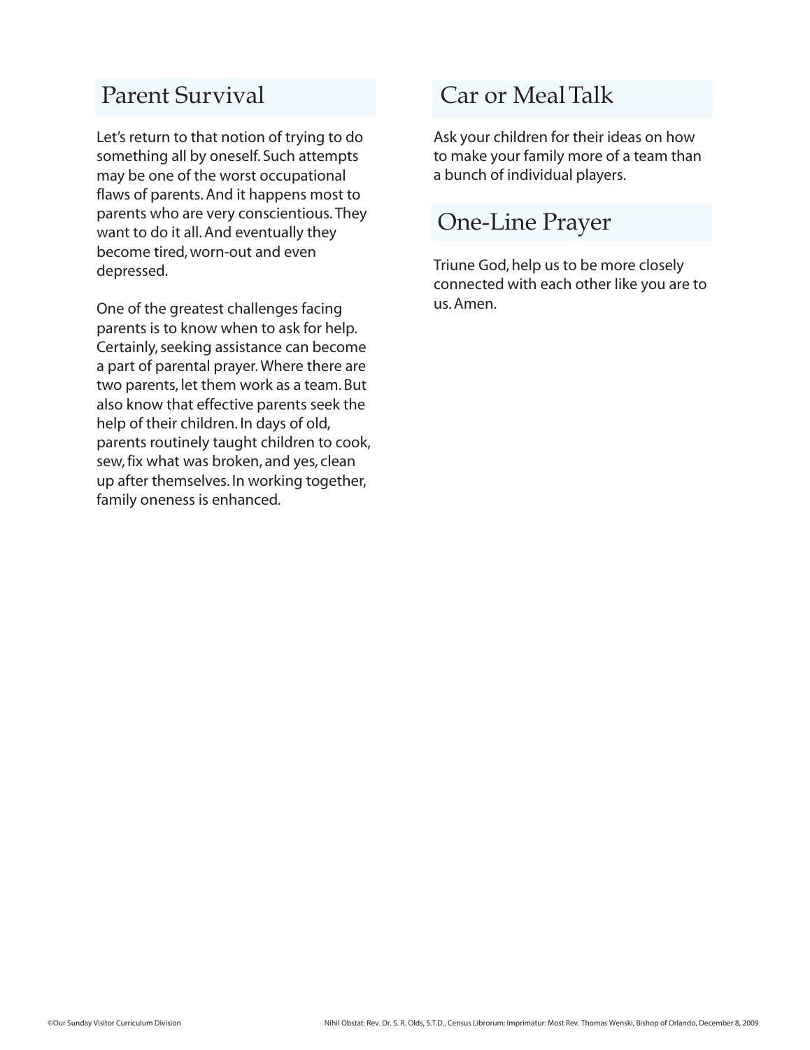## Parent Survival

Let's return to that notion of trying to do something all by oneself. Such attempts may be one of the worst occupational flaws of parents. And it happens most to parents who are very conscientious. They want to do it all. And eventually they become tired, worn-out and even depressed.

One of the greatest challenges facing parents is to know when to ask for help. Certainly, seeking assistance can become a part of parental prayer. Where there are two parents, let them work as a team. But also know that effective parents seek the help of their children. In days of old, parents routinely taught children to cook, sew, fix what was broken, and yes, clean up after themselves. In working together, family oneness is enhanced.

## Car or Meal Talk

Ask your children for their ideas on how to make your family more of a team than a bunch of individual players.

## One-Line Prayer

Triune God, help us to be more closely connected with each other like you are to us. Amen.

©Our Sunday Visitor Curriculum Division

Nihil Obstat: Rev. Dr. S. R. Olds, S.T.D., Census Librorum; Imprimatur: Most Rev. Thomas Wenski, Bishop of Orlando, December 8, 2009